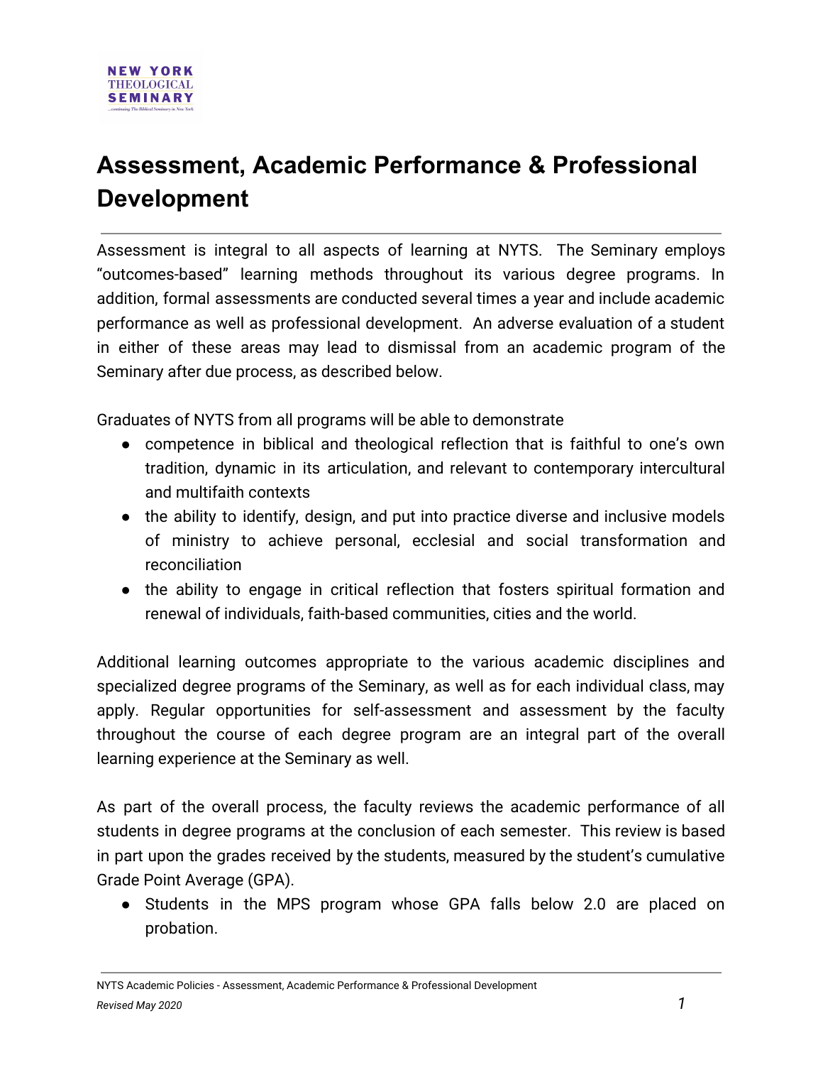# Assessment, Academic Performance & Professional Development

Assessment is integral to all aspects of learning at NYTS. The Seminary employs "outcomes-based" learning methods throughout its various degree programs. In addition, formal assessments are conducted several times a year and include academic performance as well as professional development. An adverse evaluation of a student in either of these areas may lead to dismissal from an academic program of the Seminary after due process, as described below.

Graduates of NYTS from all programs will be able to demonstrate

- competence in biblical and theological reflection that is faithful to one's own tradition, dynamic in its articulation, and relevant to contemporary intercultural and multifaith contexts
- the ability to identify, design, and put into practice diverse and inclusive models of ministry to achieve personal, ecclesial and social transformation and reconciliation
- the ability to engage in critical reflection that fosters spiritual formation and renewal of individuals, faith-based communities, cities and the world.

Additional learning outcomes appropriate to the various academic disciplines and specialized degree programs of the Seminary, as well as for each individual class, may apply. Regular opportunities for self-assessment and assessment by the faculty throughout the course of each degree program are an integral part of the overall learning experience at the Seminary as well.

As part of the overall process, the faculty reviews the academic performance of all students in degree programs at the conclusion of each semester. This review is based in part upon the grades received by the students, measured by the student's cumulative Grade Point Average (GPA).

- Students in the MPS program whose GPA falls below 2.0 are placed on probation.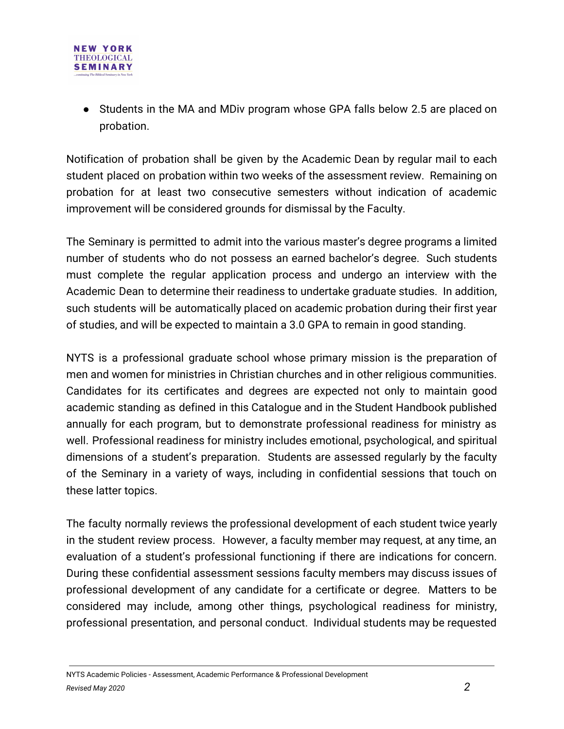- Students in the MA and MDiv program whose GPA falls below 2.5 are placed on probation.

Notification of probation shall be given by the Academic Dean by regular mail to each student placed on probation within two weeks of the assessment review. Remaining on probation for at least two consecutive semesters without indication of academic improvement will be considered grounds for dismissal by the Faculty.

The Seminary is permitted to admit into the various master's degree programs a limited number of students who do not possess an earned bachelor's degree. Such students must complete the regular application process and undergo an interview with the Academic Dean to determine their readiness to undertake graduate studies. In addition, such students will be automatically placed on academic probation during their first year of studies, and will be expected to maintain a 3.0 GPA to remain in good standing.

NYTS is a professional graduate school whose primary mission is the preparation of men and women for ministries in Christian churches and in other religious communities. Candidates for its certificates and degrees are expected not only to maintain good academic standing as defined in this Catalogue and in the Student Handbook published annually for each program, but to demonstrate professional readiness for ministry as well. Professional readiness for ministry includes emotional, psychological, and spiritual dimensions of a student's preparation. Students are assessed regularly by the faculty of the Seminary in a variety of ways, including in confidential sessions that touch on these latter topics.

The faculty normally reviews the professional development of each student twice yearly in the student review process. However, a faculty member may request, at any time, an evaluation of a student's professional functioning if there are indications for concern. During these confidential assessment sessions faculty members may discuss issues of professional development of any candidate for a certificate or degree. Matters to be considered may include, among other things, psychological readiness for ministry, professional presentation, and personal conduct. Individual students may be requested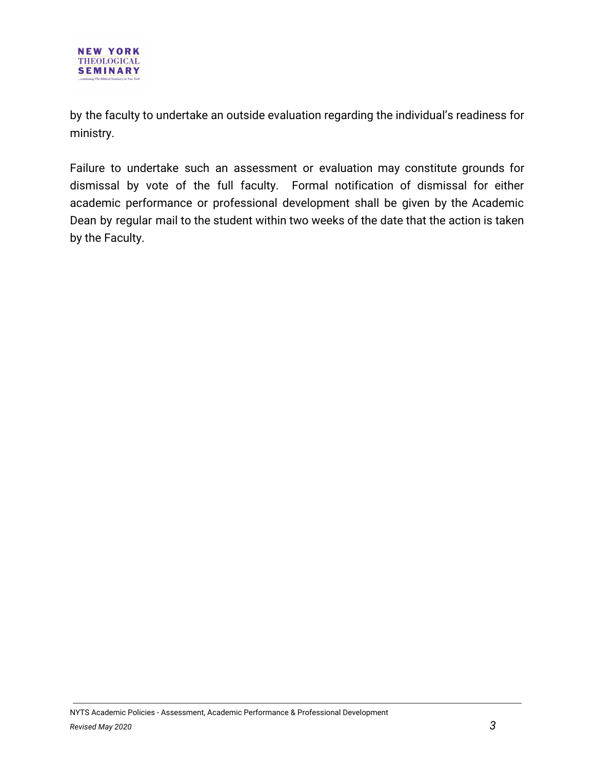by the faculty to undertake an outside evaluation regarding the individual's readiness for ministry.

Failure to undertake such an assessment or evaluation may constitute grounds for dismissal by vote of the full faculty. Formal notification of dismissal for either academic performance or professional development shall be given by the Academic Dean by regular mail to the student within two weeks of the date that the action is taken by the Faculty.